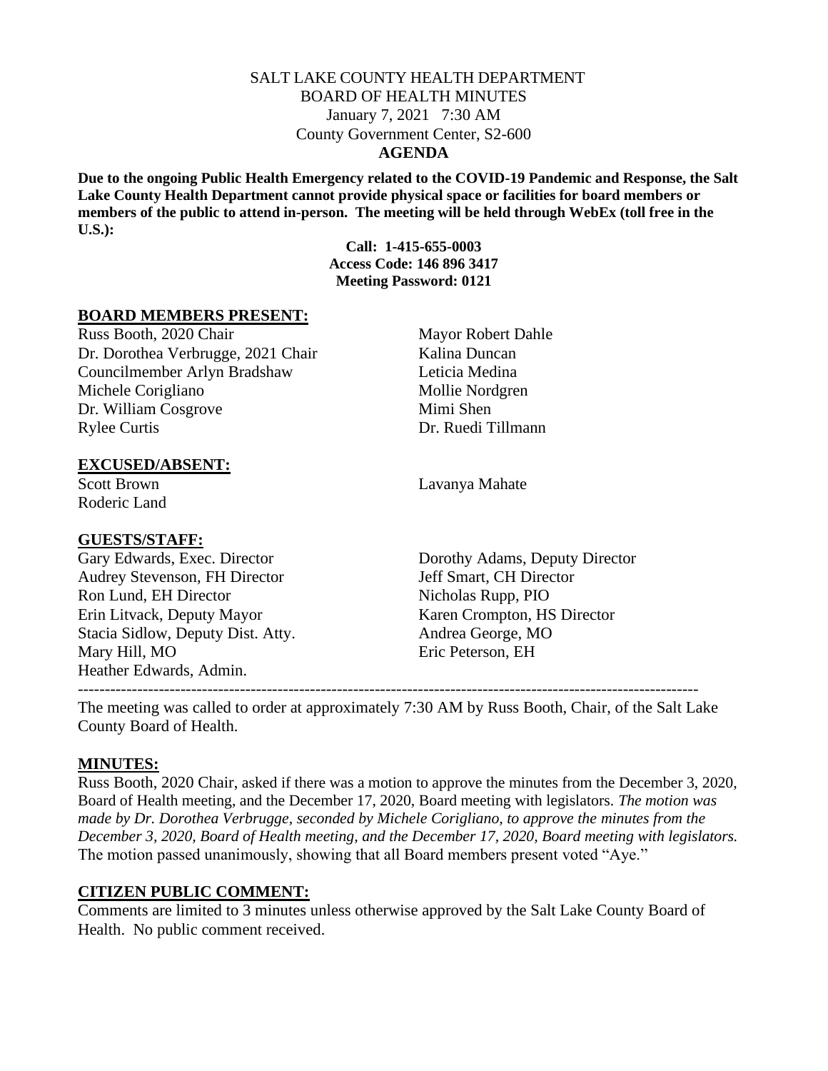SALT LAKE COUNTY HEALTH DEPARTMENT
BOARD OF HEALTH MINUTES
January 7, 2021 7:30 AM
County Government Center, S2-600
**AGENDA**

**Due to the ongoing Public Health Emergency related to the COVID-19 Pandemic and Response, the Salt Lake County Health Department cannot provide physical space or facilities for board members or members of the public to attend in-person. The meeting will be held through WebEx (toll free in the U.S.):**

**Call: 1-415-655-0003**
**Access Code: 146 896 3417**
**Meeting Password: 0121**

## BOARD MEMBERS PRESENT:

Russ Booth, 2020 Chair
Dr. Dorothea Verbrugge, 2021 Chair
Councilmember Arlyn Bradshaw
Michele Corigliano
Dr. William Cosgrove
Rylee Curtis
Mayor Robert Dahle
Kalina Duncan
Leticia Medina
Mollie Nordgren
Mimi Shen
Dr. Ruedi Tillmann

## EXCUSED/ABSENT:

Scott Brown
Roderic Land
Lavanya Mahate

## GUESTS/STAFF:

Gary Edwards, Exec. Director
Audrey Stevenson, FH Director
Ron Lund, EH Director
Erin Litvack, Deputy Mayor
Stacia Sidlow, Deputy Dist. Atty.
Mary Hill, MO
Heather Edwards, Admin.
Dorothy Adams, Deputy Director
Jeff Smart, CH Director
Nicholas Rupp, PIO
Karen Crompton, HS Director
Andrea George, MO
Eric Peterson, EH

---

The meeting was called to order at approximately 7:30 AM by Russ Booth, Chair, of the Salt Lake County Board of Health.

## MINUTES:

Russ Booth, 2020 Chair, asked if there was a motion to approve the minutes from the December 3, 2020, Board of Health meeting, and the December 17, 2020, Board meeting with legislators. *The motion was made by Dr. Dorothea Verbrugge, seconded by Michele Corigliano, to approve the minutes from the December 3, 2020, Board of Health meeting, and the December 17, 2020, Board meeting with legislators.* The motion passed unanimously, showing that all Board members present voted "Aye."

## CITIZEN PUBLIC COMMENT:

Comments are limited to 3 minutes unless otherwise approved by the Salt Lake County Board of Health. No public comment received.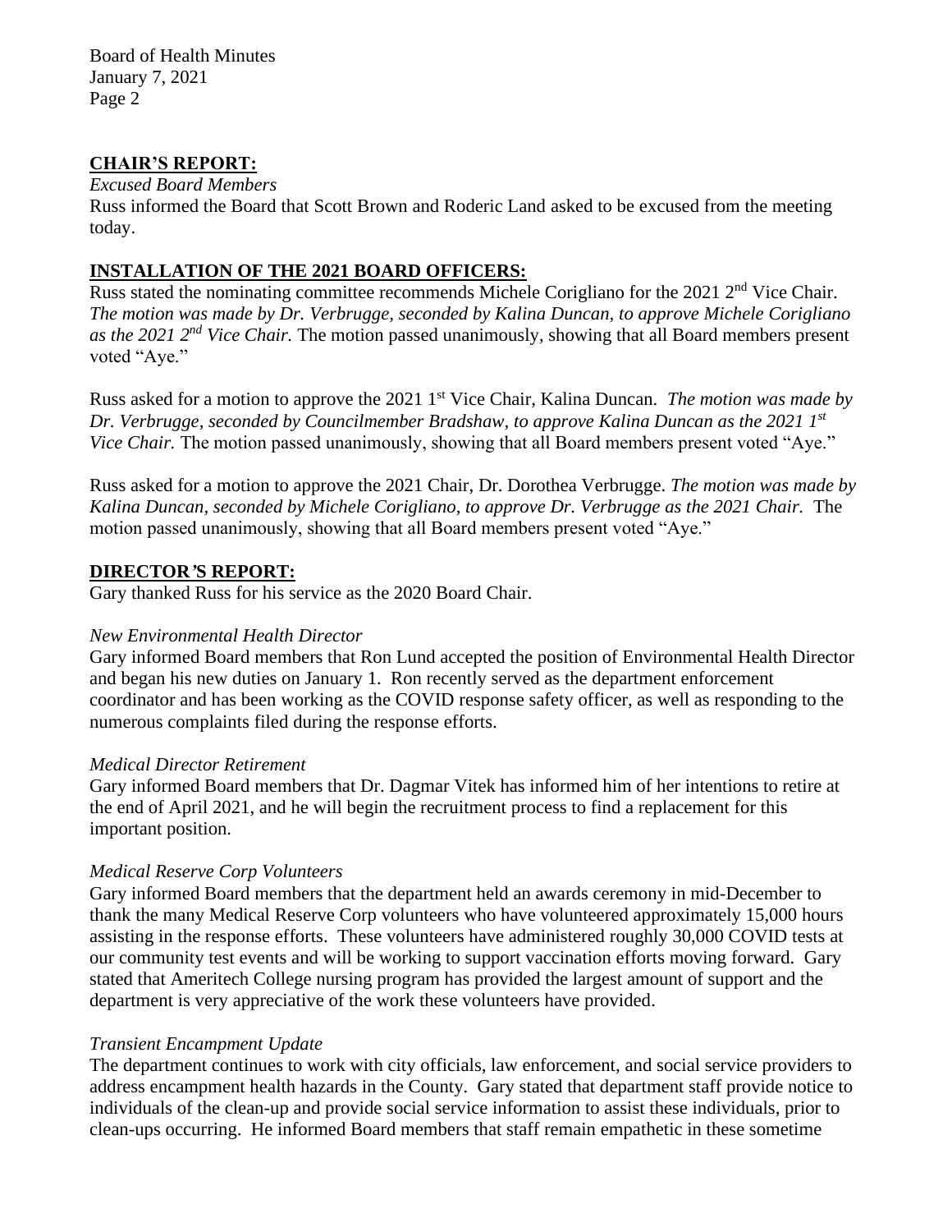## CHAIR'S REPORT:

*Excused Board Members*

Russ informed the Board that Scott Brown and Roderic Land asked to be excused from the meeting today.

## INSTALLATION OF THE 2021 BOARD OFFICERS:

Russ stated the nominating committee recommends Michele Corigliano for the 2021 2nd Vice Chair. *The motion was made by Dr. Verbrugge, seconded by Kalina Duncan, to approve Michele Corigliano as the 2021 2nd Vice Chair.* The motion passed unanimously, showing that all Board members present voted "Aye."

Russ asked for a motion to approve the 2021 1st Vice Chair, Kalina Duncan. *The motion was made by Dr. Verbrugge, seconded by Councilmember Bradshaw, to approve Kalina Duncan as the 2021 1st Vice Chair.* The motion passed unanimously, showing that all Board members present voted "Aye."

Russ asked for a motion to approve the 2021 Chair, Dr. Dorothea Verbrugge. *The motion was made by Kalina Duncan, seconded by Michele Corigliano, to approve Dr. Verbrugge as the 2021 Chair.* The motion passed unanimously, showing that all Board members present voted "Aye."

## DIRECTOR'S REPORT:

Gary thanked Russ for his service as the 2020 Board Chair.

*New Environmental Health Director*

Gary informed Board members that Ron Lund accepted the position of Environmental Health Director and began his new duties on January 1. Ron recently served as the department enforcement coordinator and has been working as the COVID response safety officer, as well as responding to the numerous complaints filed during the response efforts.

*Medical Director Retirement*

Gary informed Board members that Dr. Dagmar Vitek has informed him of her intentions to retire at the end of April 2021, and he will begin the recruitment process to find a replacement for this important position.

*Medical Reserve Corp Volunteers*

Gary informed Board members that the department held an awards ceremony in mid-December to thank the many Medical Reserve Corp volunteers who have volunteered approximately 15,000 hours assisting in the response efforts. These volunteers have administered roughly 30,000 COVID tests at our community test events and will be working to support vaccination efforts moving forward. Gary stated that Ameritech College nursing program has provided the largest amount of support and the department is very appreciative of the work these volunteers have provided.

*Transient Encampment Update*

The department continues to work with city officials, law enforcement, and social service providers to address encampment health hazards in the County. Gary stated that department staff provide notice to individuals of the clean-up and provide social service information to assist these individuals, prior to clean-ups occurring. He informed Board members that staff remain empathetic in these sometime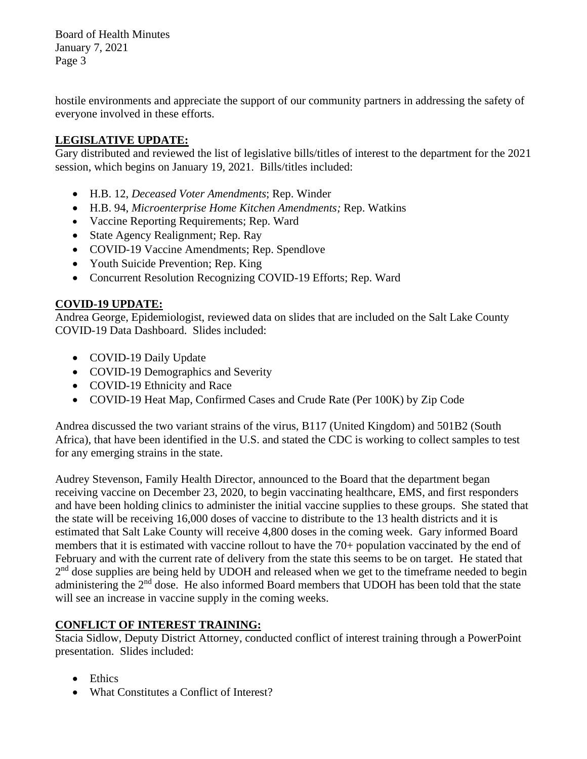hostile environments and appreciate the support of our community partners in addressing the safety of everyone involved in these efforts.

## LEGISLATIVE UPDATE:

Gary distributed and reviewed the list of legislative bills/titles of interest to the department for the 2021 session, which begins on January 19, 2021. Bills/titles included:

- H.B. 12, *Deceased Voter Amendments*; Rep. Winder
- H.B. 94, *Microenterprise Home Kitchen Amendments;* Rep. Watkins
- Vaccine Reporting Requirements; Rep. Ward
- State Agency Realignment; Rep. Ray
- COVID-19 Vaccine Amendments; Rep. Spendlove
- Youth Suicide Prevention; Rep. King
- Concurrent Resolution Recognizing COVID-19 Efforts; Rep. Ward

## COVID-19 UPDATE:

Andrea George, Epidemiologist, reviewed data on slides that are included on the Salt Lake County COVID-19 Data Dashboard. Slides included:

- COVID-19 Daily Update
- COVID-19 Demographics and Severity
- COVID-19 Ethnicity and Race
- COVID-19 Heat Map, Confirmed Cases and Crude Rate (Per 100K) by Zip Code

Andrea discussed the two variant strains of the virus, B117 (United Kingdom) and 501B2 (South Africa), that have been identified in the U.S. and stated the CDC is working to collect samples to test for any emerging strains in the state.

Audrey Stevenson, Family Health Director, announced to the Board that the department began receiving vaccine on December 23, 2020, to begin vaccinating healthcare, EMS, and first responders and have been holding clinics to administer the initial vaccine supplies to these groups. She stated that the state will be receiving 16,000 doses of vaccine to distribute to the 13 health districts and it is estimated that Salt Lake County will receive 4,800 doses in the coming week. Gary informed Board members that it is estimated with vaccine rollout to have the 70+ population vaccinated by the end of February and with the current rate of delivery from the state this seems to be on target. He stated that 2nd dose supplies are being held by UDOH and released when we get to the timeframe needed to begin administering the 2nd dose. He also informed Board members that UDOH has been told that the state will see an increase in vaccine supply in the coming weeks.

## CONFLICT OF INTEREST TRAINING:

Stacia Sidlow, Deputy District Attorney, conducted conflict of interest training through a PowerPoint presentation. Slides included:

- Ethics
- What Constitutes a Conflict of Interest?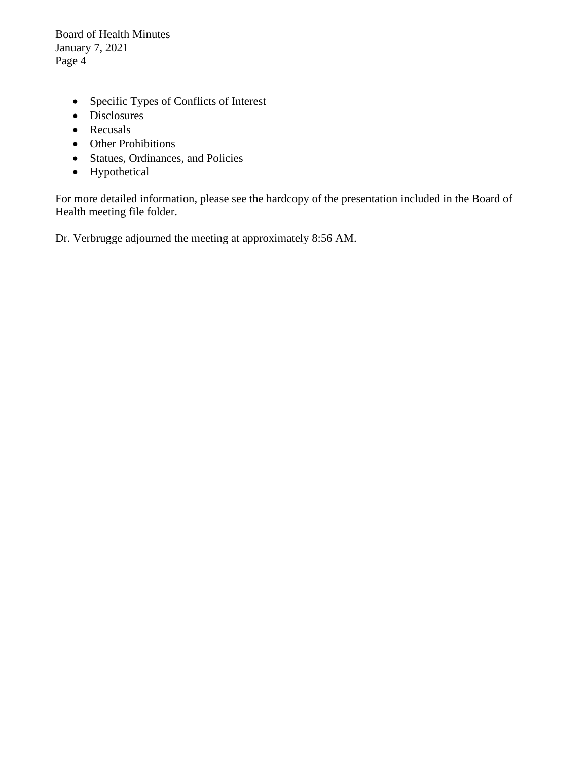- Specific Types of Conflicts of Interest
- Disclosures
- Recusals
- Other Prohibitions
- Statues, Ordinances, and Policies
- Hypothetical

For more detailed information, please see the hardcopy of the presentation included in the Board of Health meeting file folder.

Dr. Verbrugge adjourned the meeting at approximately 8:56 AM.